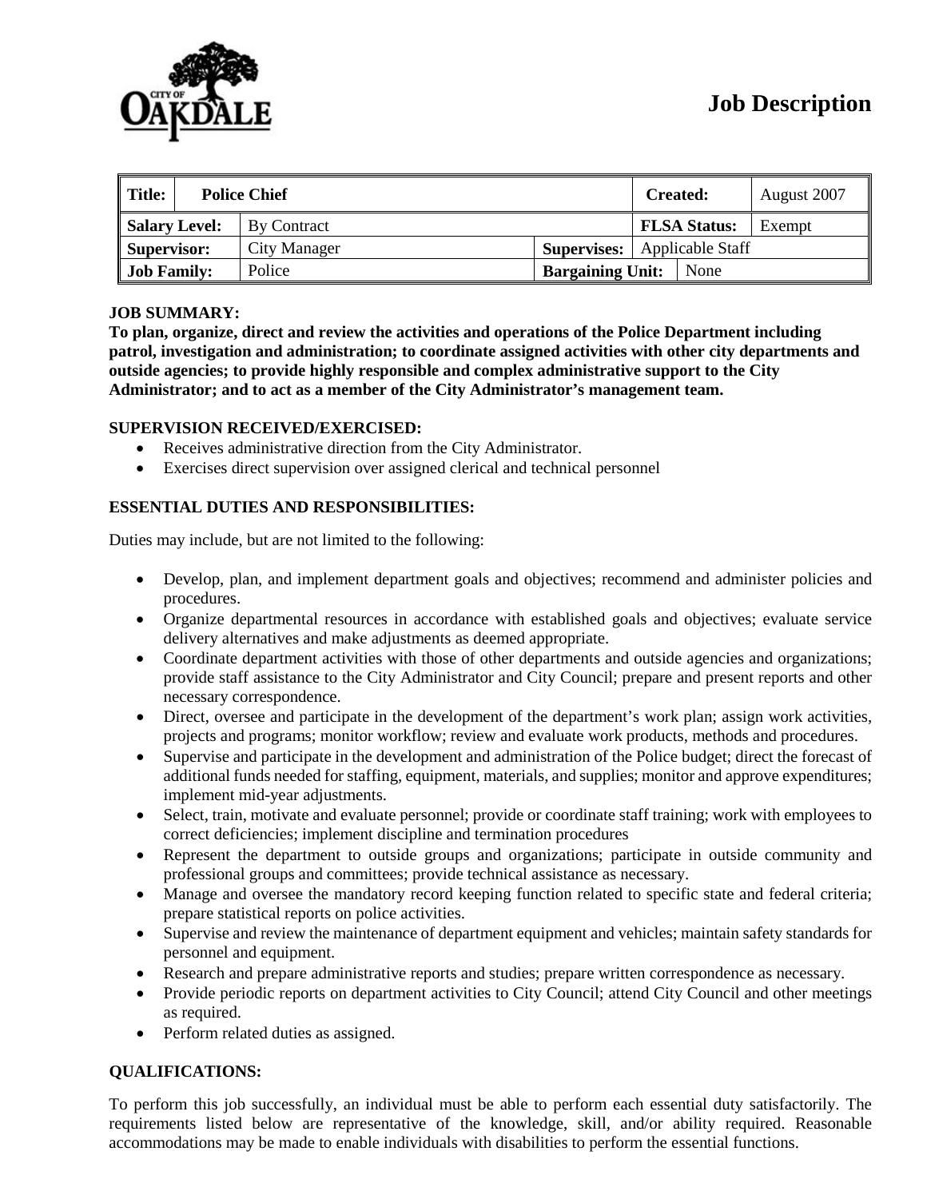CITY OF OAKDALE

# Job Description

| Title: | Police Chief | | | Created: | August 2007 |
|---|---|---|---|---|---|
| Salary Level: | By Contract | | | FLSA Status: | Exempt |
| Supervisor: | City Manager | Supervises: | Applicable Staff | | |
| Job Family: | Police | Bargaining Unit: | None | | |

**JOB SUMMARY:**

**To plan, organize, direct and review the activities and operations of the Police Department including patrol, investigation and administration; to coordinate assigned activities with other city departments and outside agencies; to provide highly responsible and complex administrative support to the City Administrator; and to act as a member of the City Administrator's management team.**

**SUPERVISION RECEIVED/EXERCISED:**

- Receives administrative direction from the City Administrator.
- Exercises direct supervision over assigned clerical and technical personnel

**ESSENTIAL DUTIES AND RESPONSIBILITIES:**

Duties may include, but are not limited to the following:

- Develop, plan, and implement department goals and objectives; recommend and administer policies and procedures.
- Organize departmental resources in accordance with established goals and objectives; evaluate service delivery alternatives and make adjustments as deemed appropriate.
- Coordinate department activities with those of other departments and outside agencies and organizations; provide staff assistance to the City Administrator and City Council; prepare and present reports and other necessary correspondence.
- Direct, oversee and participate in the development of the department's work plan; assign work activities, projects and programs; monitor workflow; review and evaluate work products, methods and procedures.
- Supervise and participate in the development and administration of the Police budget; direct the forecast of additional funds needed for staffing, equipment, materials, and supplies; monitor and approve expenditures; implement mid-year adjustments.
- Select, train, motivate and evaluate personnel; provide or coordinate staff training; work with employees to correct deficiencies; implement discipline and termination procedures
- Represent the department to outside groups and organizations; participate in outside community and professional groups and committees; provide technical assistance as necessary.
- Manage and oversee the mandatory record keeping function related to specific state and federal criteria; prepare statistical reports on police activities.
- Supervise and review the maintenance of department equipment and vehicles; maintain safety standards for personnel and equipment.
- Research and prepare administrative reports and studies; prepare written correspondence as necessary.
- Provide periodic reports on department activities to City Council; attend City Council and other meetings as required.
- Perform related duties as assigned.

**QUALIFICATIONS:**

To perform this job successfully, an individual must be able to perform each essential duty satisfactorily. The requirements listed below are representative of the knowledge, skill, and/or ability required. Reasonable accommodations may be made to enable individuals with disabilities to perform the essential functions.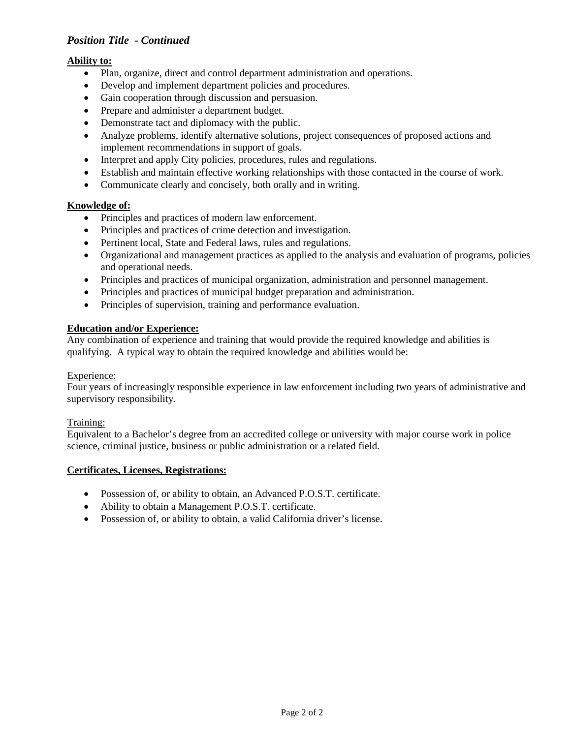## *Position Title - Continued*

**Ability to:**

- Plan, organize, direct and control department administration and operations.
- Develop and implement department policies and procedures.
- Gain cooperation through discussion and persuasion.
- Prepare and administer a department budget.
- Demonstrate tact and diplomacy with the public.
- Analyze problems, identify alternative solutions, project consequences of proposed actions and implement recommendations in support of goals.
- Interpret and apply City policies, procedures, rules and regulations.
- Establish and maintain effective working relationships with those contacted in the course of work.
- Communicate clearly and concisely, both orally and in writing.

**Knowledge of:**

- Principles and practices of modern law enforcement.
- Principles and practices of crime detection and investigation.
- Pertinent local, State and Federal laws, rules and regulations.
- Organizational and management practices as applied to the analysis and evaluation of programs, policies and operational needs.
- Principles and practices of municipal organization, administration and personnel management.
- Principles and practices of municipal budget preparation and administration.
- Principles of supervision, training and performance evaluation.

**Education and/or Experience:**

Any combination of experience and training that would provide the required knowledge and abilities is qualifying. A typical way to obtain the required knowledge and abilities would be:

Experience:

Four years of increasingly responsible experience in law enforcement including two years of administrative and supervisory responsibility.

Training:

Equivalent to a Bachelor's degree from an accredited college or university with major course work in police science, criminal justice, business or public administration or a related field.

**Certificates, Licenses, Registrations:**

- Possession of, or ability to obtain, an Advanced P.O.S.T. certificate.
- Ability to obtain a Management P.O.S.T. certificate.
- Possession of, or ability to obtain, a valid California driver's license.